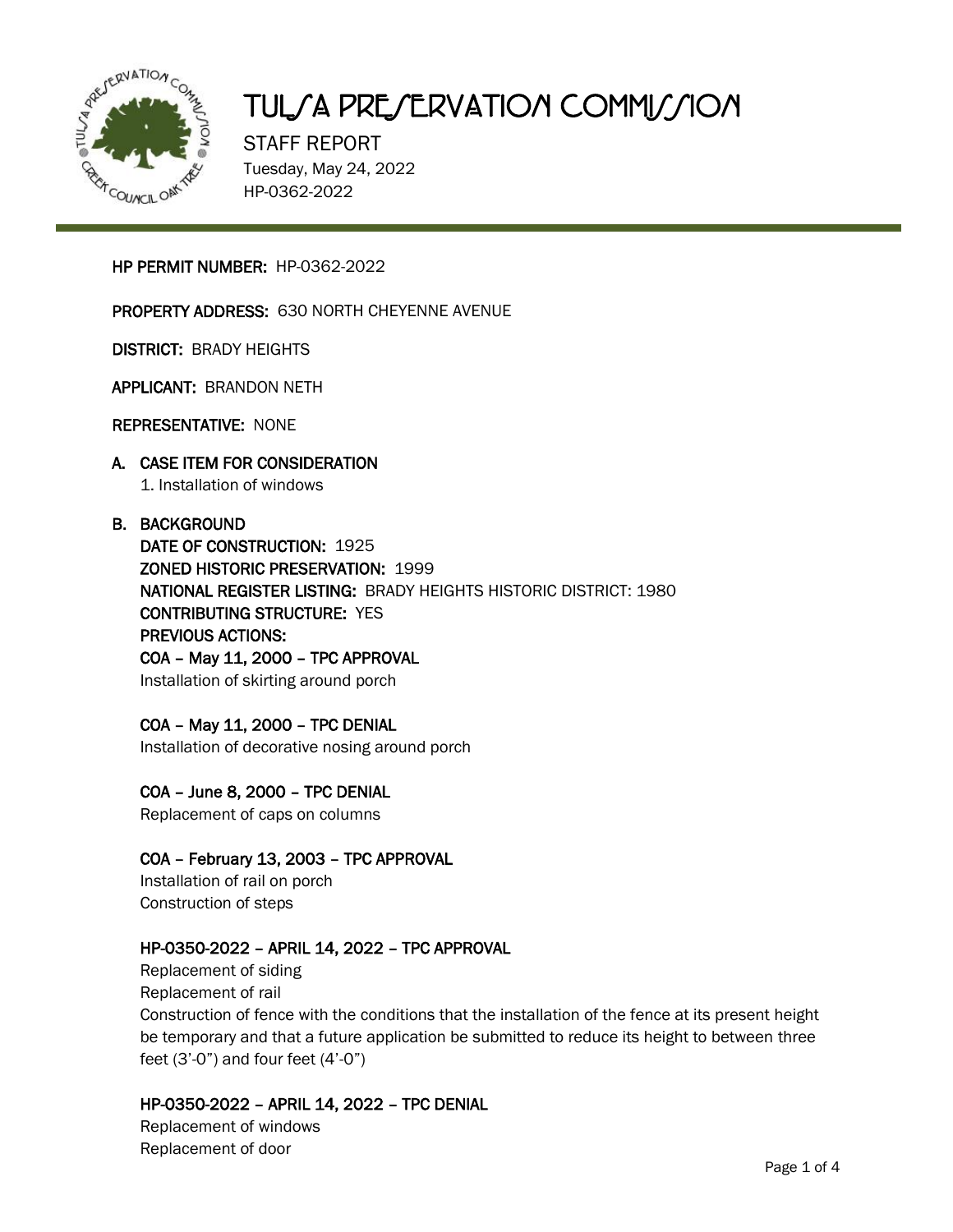# TULSA PRESERVATION COMMISSION

STAFF REPORT
Tuesday, May 24, 2022
HP-0362-2022

**HP PERMIT NUMBER:** HP-0362-2022

**PROPERTY ADDRESS:** 630 NORTH CHEYENNE AVENUE

**DISTRICT:** BRADY HEIGHTS

**APPLICANT:** BRANDON NETH

**REPRESENTATIVE:** NONE

## A. CASE ITEM FOR CONSIDERATION

1. Installation of windows

## B. BACKGROUND

**DATE OF CONSTRUCTION:** 1925
**ZONED HISTORIC PRESERVATION:** 1999
**NATIONAL REGISTER LISTING:** BRADY HEIGHTS HISTORIC DISTRICT: 1980
**CONTRIBUTING STRUCTURE:** YES
**PREVIOUS ACTIONS:**

**COA – May 11, 2000 – TPC APPROVAL**
Installation of skirting around porch

**COA – May 11, 2000 – TPC DENIAL**
Installation of decorative nosing around porch

**COA – June 8, 2000 – TPC DENIAL**
Replacement of caps on columns

**COA – February 13, 2003 – TPC APPROVAL**
Installation of rail on porch
Construction of steps

**HP-0350-2022 – APRIL 14, 2022 – TPC APPROVAL**
Replacement of siding
Replacement of rail
Construction of fence with the conditions that the installation of the fence at its present height be temporary and that a future application be submitted to reduce its height to between three feet (3'-0") and four feet (4'-0")

**HP-0350-2022 – APRIL 14, 2022 – TPC DENIAL**
Replacement of windows
Replacement of door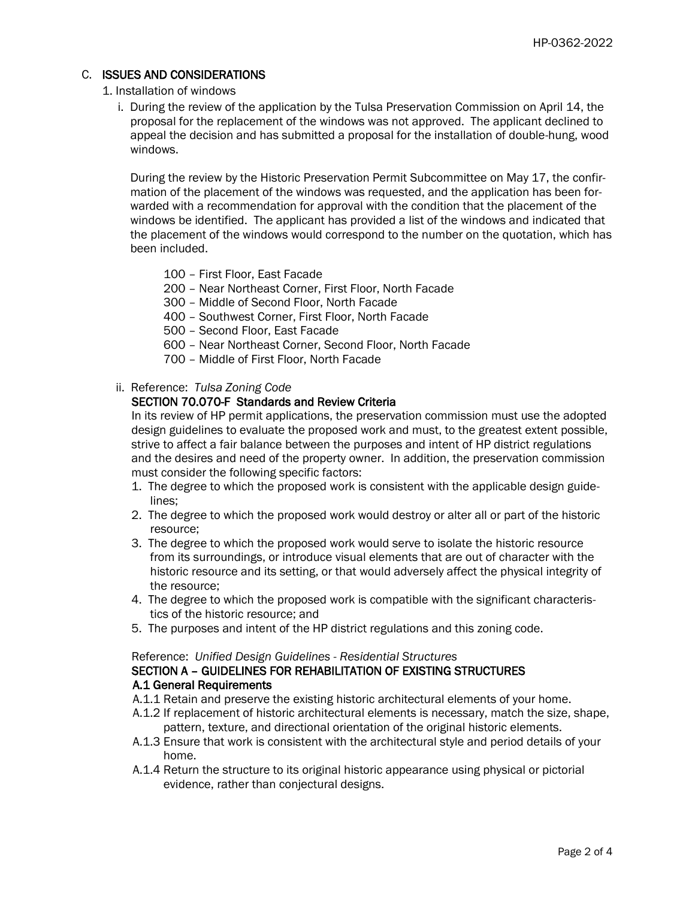## C. ISSUES AND CONSIDERATIONS

1. Installation of windows

   i. During the review of the application by the Tulsa Preservation Commission on April 14, the proposal for the replacement of the windows was not approved. The applicant declined to appeal the decision and has submitted a proposal for the installation of double-hung, wood windows.

      During the review by the Historic Preservation Permit Subcommittee on May 17, the confirmation of the placement of the windows was requested, and the application has been forwarded with a recommendation for approval with the condition that the placement of the windows be identified. The applicant has provided a list of the windows and indicated that the placement of the windows would correspond to the number on the quotation, which has been included.

      - 100 – First Floor, East Facade
      - 200 – Near Northeast Corner, First Floor, North Facade
      - 300 – Middle of Second Floor, North Facade
      - 400 – Southwest Corner, First Floor, North Facade
      - 500 – Second Floor, East Facade
      - 600 – Near Northeast Corner, Second Floor, North Facade
      - 700 – Middle of First Floor, North Facade

   ii. Reference: *Tulsa Zoning Code*

      **SECTION 70.070-F Standards and Review Criteria**

      In its review of HP permit applications, the preservation commission must use the adopted design guidelines to evaluate the proposed work and must, to the greatest extent possible, strive to affect a fair balance between the purposes and intent of HP district regulations and the desires and need of the property owner. In addition, the preservation commission must consider the following specific factors:

      1. The degree to which the proposed work is consistent with the applicable design guidelines;
      2. The degree to which the proposed work would destroy or alter all or part of the historic resource;
      3. The degree to which the proposed work would serve to isolate the historic resource from its surroundings, or introduce visual elements that are out of character with the historic resource and its setting, or that would adversely affect the physical integrity of the resource;
      4. The degree to which the proposed work is compatible with the significant characteristics of the historic resource; and
      5. The purposes and intent of the HP district regulations and this zoning code.

      Reference: *Unified Design Guidelines - Residential Structures*

      **SECTION A – GUIDELINES FOR REHABILITATION OF EXISTING STRUCTURES**

      **A.1 General Requirements**

      A.1.1 Retain and preserve the existing historic architectural elements of your home.

      A.1.2 If replacement of historic architectural elements is necessary, match the size, shape, pattern, texture, and directional orientation of the original historic elements.

      A.1.3 Ensure that work is consistent with the architectural style and period details of your home.

      A.1.4 Return the structure to its original historic appearance using physical or pictorial evidence, rather than conjectural designs.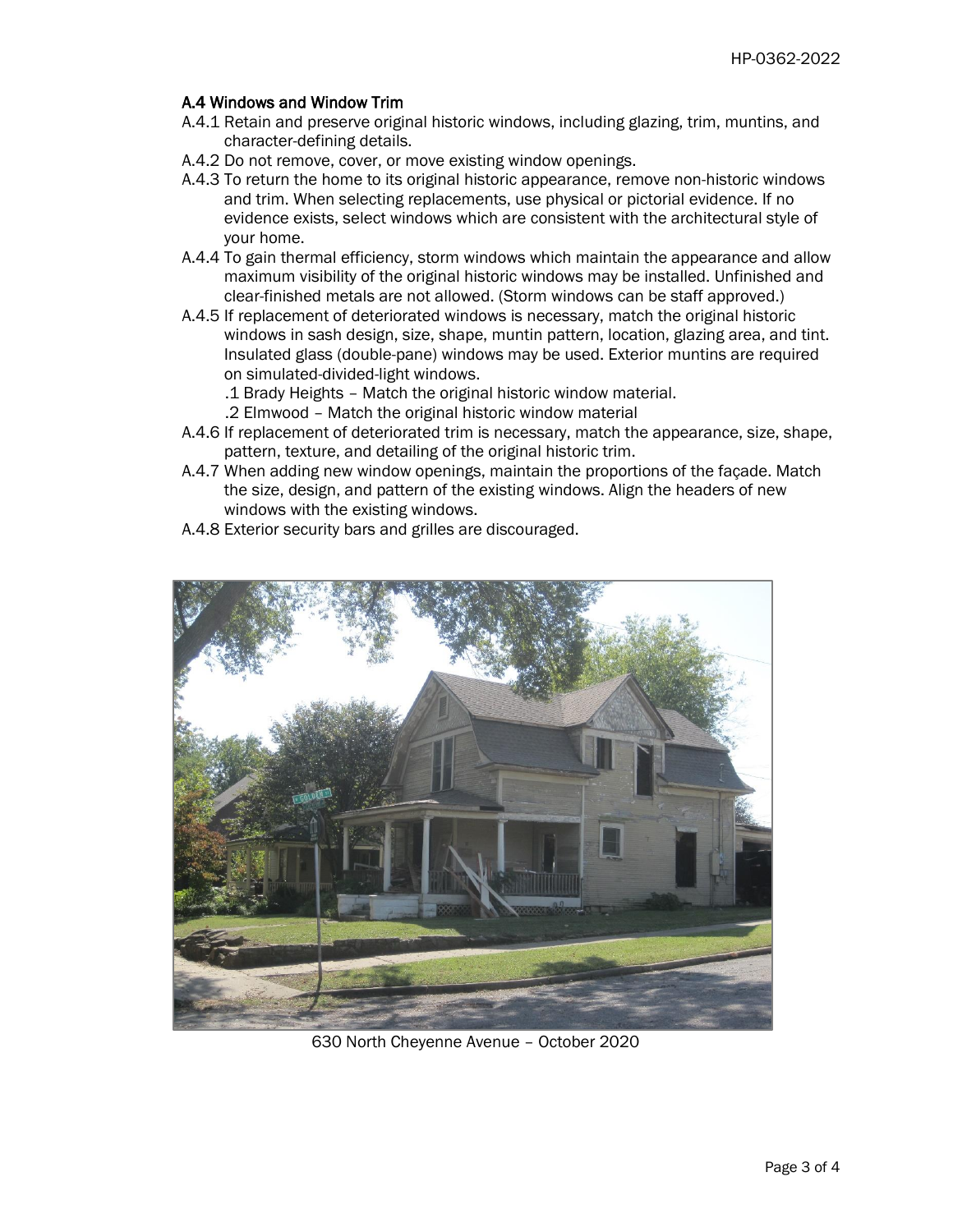### A.4 Windows and Window Trim

A.4.1 Retain and preserve original historic windows, including glazing, trim, muntins, and character-defining details.

A.4.2 Do not remove, cover, or move existing window openings.

A.4.3 To return the home to its original historic appearance, remove non-historic windows and trim. When selecting replacements, use physical or pictorial evidence. If no evidence exists, select windows which are consistent with the architectural style of your home.

A.4.4 To gain thermal efficiency, storm windows which maintain the appearance and allow maximum visibility of the original historic windows may be installed. Unfinished and clear-finished metals are not allowed. (Storm windows can be staff approved.)

A.4.5 If replacement of deteriorated windows is necessary, match the original historic windows in sash design, size, shape, muntin pattern, location, glazing area, and tint. Insulated glass (double-pane) windows may be used. Exterior muntins are required on simulated-divided-light windows.

- .1 Brady Heights – Match the original historic window material.
- .2 Elmwood – Match the original historic window material

A.4.6 If replacement of deteriorated trim is necessary, match the appearance, size, shape, pattern, texture, and detailing of the original historic trim.

A.4.7 When adding new window openings, maintain the proportions of the façade. Match the size, design, and pattern of the existing windows. Align the headers of new windows with the existing windows.

A.4.8 Exterior security bars and grilles are discouraged.

630 North Cheyenne Avenue – October 2020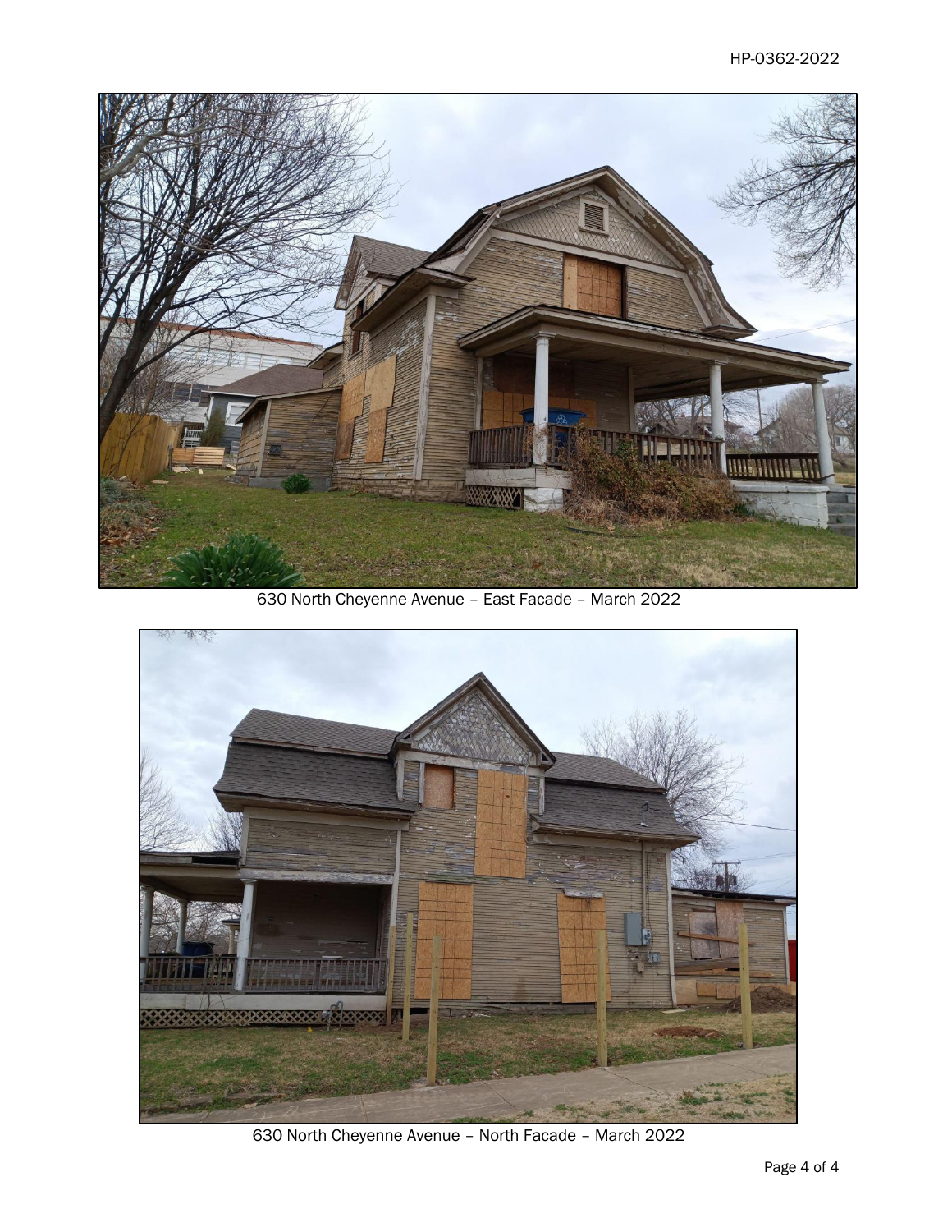630 North Cheyenne Avenue – East Facade – March 2022

630 North Cheyenne Avenue – North Facade – March 2022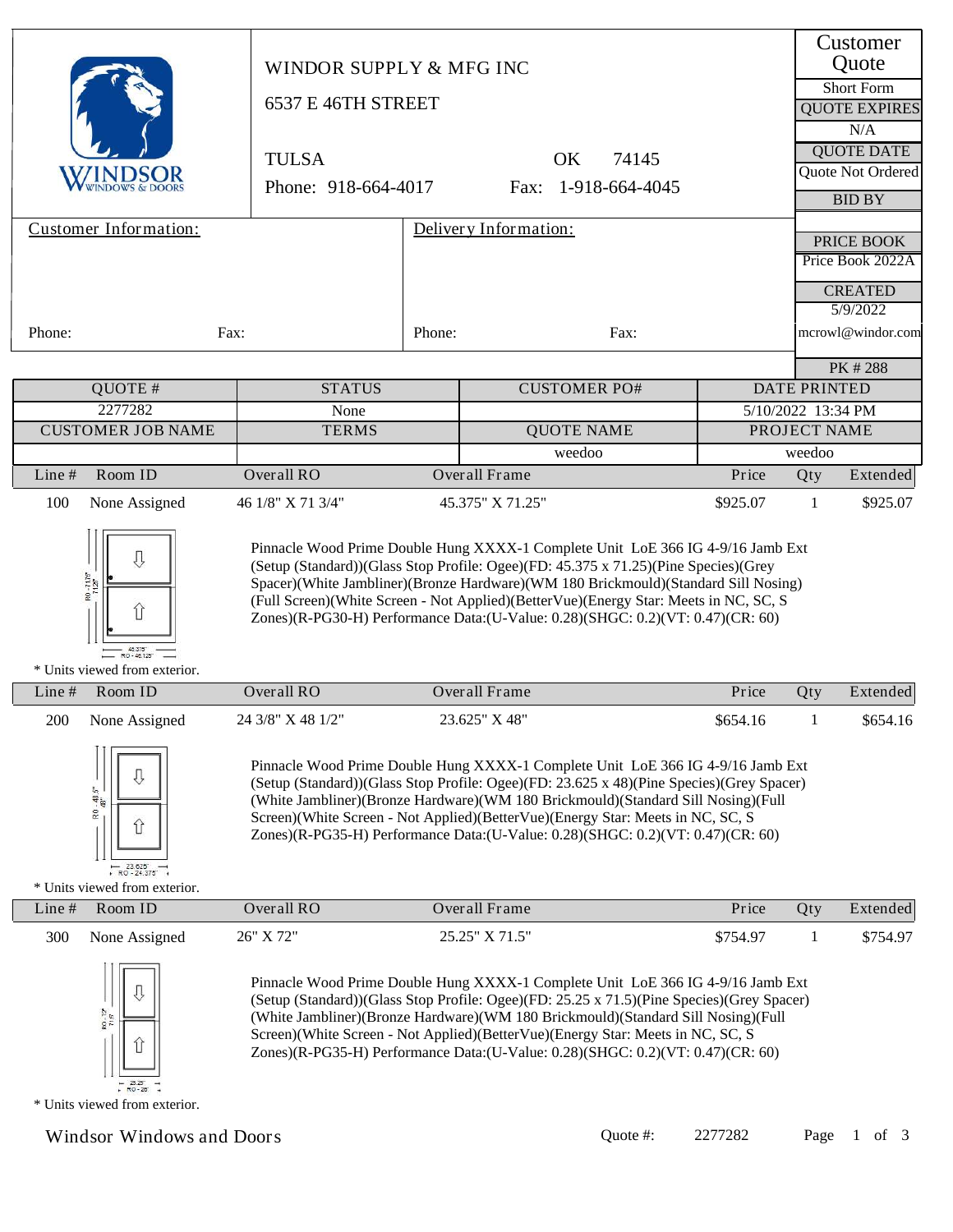# WINDOR SUPPLY & MFG INC

6537 E 46TH STREET

TULSA OK 74145

Phone: 918-664-4017 Fax: 1-918-664-4045

| Customer Quote |
|---|
| Short Form |
| QUOTE EXPIRES |
| N/A |
| QUOTE DATE |
| Quote Not Ordered |
| BID BY |
| |
| PRICE BOOK |
| Price Book 2022A |
| CREATED |
| 5/9/2022 |
| mcrowl@windor.com |
| PK # 288 |

**Customer Information:**

Phone: Fax:

**Delivery Information:**

Phone: Fax:

| QUOTE # | STATUS | CUSTOMER PO# | DATE PRINTED |
|---|---|---|---|
| 2277282 | None | | 5/10/2022 13:34 PM |
| CUSTOMER JOB NAME | TERMS | QUOTE NAME | PROJECT NAME |
| | | weedoo | weedoo |

| Line # | Room ID | Overall RO | Overall Frame | Price | Qty | Extended |
|---|---|---|---|---|---|---|
| 100 | None Assigned | 46 1/8" X 71 3/4" | 45.375" X 71.25" | $925.07 | 1 | $925.07 |

Pinnacle Wood Prime Double Hung XXXX-1 Complete Unit LoE 366 IG 4-9/16 Jamb Ext (Setup (Standard))(Glass Stop Profile: Ogee)(FD: 45.375 x 71.25)(Pine Species)(Grey Spacer)(White Jambliner)(Bronze Hardware)(WM 180 Brickmould)(Standard Sill Nosing)(Full Screen)(White Screen - Not Applied)(BetterVue)(Energy Star: Meets in NC, SC, S Zones)(R-PG30-H) Performance Data:(U-Value: 0.28)(SHGC: 0.2)(VT: 0.47)(CR: 60)

\* Units viewed from exterior.

| Line # | Room ID | Overall RO | Overall Frame | Price | Qty | Extended |
|---|---|---|---|---|---|---|
| 200 | None Assigned | 24 3/8" X 48 1/2" | 23.625" X 48" | $654.16 | 1 | $654.16 |

Pinnacle Wood Prime Double Hung XXXX-1 Complete Unit LoE 366 IG 4-9/16 Jamb Ext (Setup (Standard))(Glass Stop Profile: Ogee)(FD: 23.625 x 48)(Pine Species)(Grey Spacer)(White Jambliner)(Bronze Hardware)(WM 180 Brickmould)(Standard Sill Nosing)(Full Screen)(White Screen - Not Applied)(BetterVue)(Energy Star: Meets in NC, SC, S Zones)(R-PG35-H) Performance Data:(U-Value: 0.28)(SHGC: 0.2)(VT: 0.47)(CR: 60)

\* Units viewed from exterior.

| Line # | Room ID | Overall RO | Overall Frame | Price | Qty | Extended |
|---|---|---|---|---|---|---|
| 300 | None Assigned | 26" X 72" | 25.25" X 71.5" | $754.97 | 1 | $754.97 |

Pinnacle Wood Prime Double Hung XXXX-1 Complete Unit LoE 366 IG 4-9/16 Jamb Ext (Setup (Standard))(Glass Stop Profile: Ogee)(FD: 25.25 x 71.5)(Pine Species)(Grey Spacer)(White Jambliner)(Bronze Hardware)(WM 180 Brickmould)(Standard Sill Nosing)(Full Screen)(White Screen - Not Applied)(BetterVue)(Energy Star: Meets in NC, SC, S Zones)(R-PG35-H) Performance Data:(U-Value: 0.28)(SHGC: 0.2)(VT: 0.47)(CR: 60)

\* Units viewed from exterior.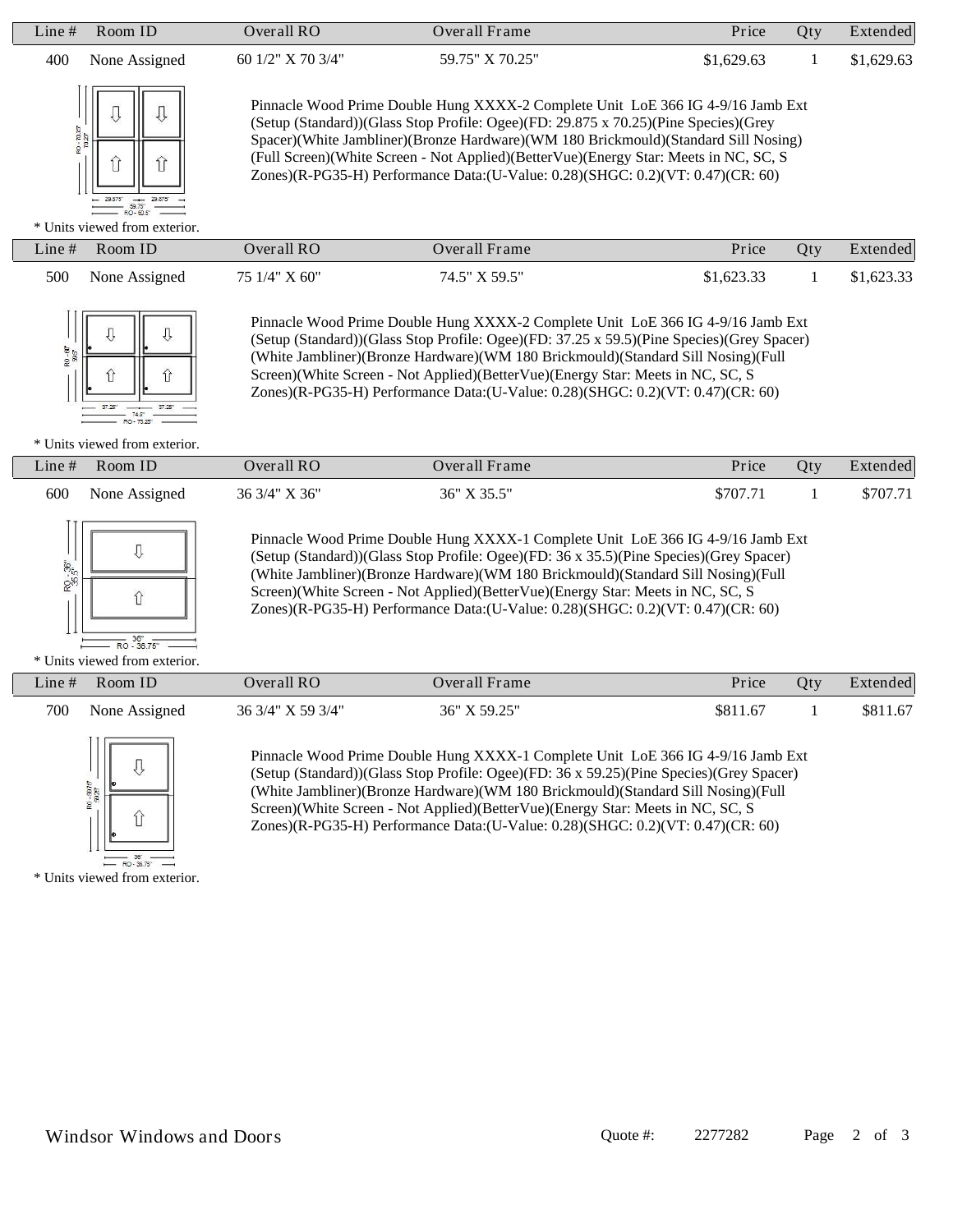| Line # | Room ID | Overall RO | Overall Frame | Price | Qty | Extended |
|---|---|---|---|---|---|---|
| 400 | None Assigned | 60 1/2" X 70 3/4" | 59.75" X 70.25" | $1,629.63 | 1 | $1,629.63 |

Pinnacle Wood Prime Double Hung XXXX-2 Complete Unit LoE 366 IG 4-9/16 Jamb Ext (Setup (Standard))(Glass Stop Profile: Ogee)(FD: 29.875 x 70.25)(Pine Species)(Grey Spacer)(White Jambliner)(Bronze Hardware)(WM 180 Brickmould)(Standard Sill Nosing)(Full Screen)(White Screen - Not Applied)(BetterVue)(Energy Star: Meets in NC, SC, S Zones)(R-PG35-H) Performance Data:(U-Value: 0.28)(SHGC: 0.2)(VT: 0.47)(CR: 60)

* Units viewed from exterior.

| Line # | Room ID | Overall RO | Overall Frame | Price | Qty | Extended |
|---|---|---|---|---|---|---|
| 500 | None Assigned | 75 1/4" X 60" | 74.5" X 59.5" | $1,623.33 | 1 | $1,623.33 |

Pinnacle Wood Prime Double Hung XXXX-2 Complete Unit LoE 366 IG 4-9/16 Jamb Ext (Setup (Standard))(Glass Stop Profile: Ogee)(FD: 37.25 x 59.5)(Pine Species)(Grey Spacer)(White Jambliner)(Bronze Hardware)(WM 180 Brickmould)(Standard Sill Nosing)(Full Screen)(White Screen - Not Applied)(BetterVue)(Energy Star: Meets in NC, SC, S Zones)(R-PG35-H) Performance Data:(U-Value: 0.28)(SHGC: 0.2)(VT: 0.47)(CR: 60)

* Units viewed from exterior.

| Line # | Room ID | Overall RO | Overall Frame | Price | Qty | Extended |
|---|---|---|---|---|---|---|
| 600 | None Assigned | 36 3/4" X 36" | 36" X 35.5" | $707.71 | 1 | $707.71 |

Pinnacle Wood Prime Double Hung XXXX-1 Complete Unit LoE 366 IG 4-9/16 Jamb Ext (Setup (Standard))(Glass Stop Profile: Ogee)(FD: 36 x 35.5)(Pine Species)(Grey Spacer)(White Jambliner)(Bronze Hardware)(WM 180 Brickmould)(Standard Sill Nosing)(Full Screen)(White Screen - Not Applied)(BetterVue)(Energy Star: Meets in NC, SC, S Zones)(R-PG35-H) Performance Data:(U-Value: 0.28)(SHGC: 0.2)(VT: 0.47)(CR: 60)

* Units viewed from exterior.

| Line # | Room ID | Overall RO | Overall Frame | Price | Qty | Extended |
|---|---|---|---|---|---|---|
| 700 | None Assigned | 36 3/4" X 59 3/4" | 36" X 59.25" | $811.67 | 1 | $811.67 |

Pinnacle Wood Prime Double Hung XXXX-1 Complete Unit LoE 366 IG 4-9/16 Jamb Ext (Setup (Standard))(Glass Stop Profile: Ogee)(FD: 36 x 59.25)(Pine Species)(Grey Spacer)(White Jambliner)(Bronze Hardware)(WM 180 Brickmould)(Standard Sill Nosing)(Full Screen)(White Screen - Not Applied)(BetterVue)(Energy Star: Meets in NC, SC, S Zones)(R-PG35-H) Performance Data:(U-Value: 0.28)(SHGC: 0.2)(VT: 0.47)(CR: 60)

* Units viewed from exterior.

Windsor Windows and Doors Quote #: 2277282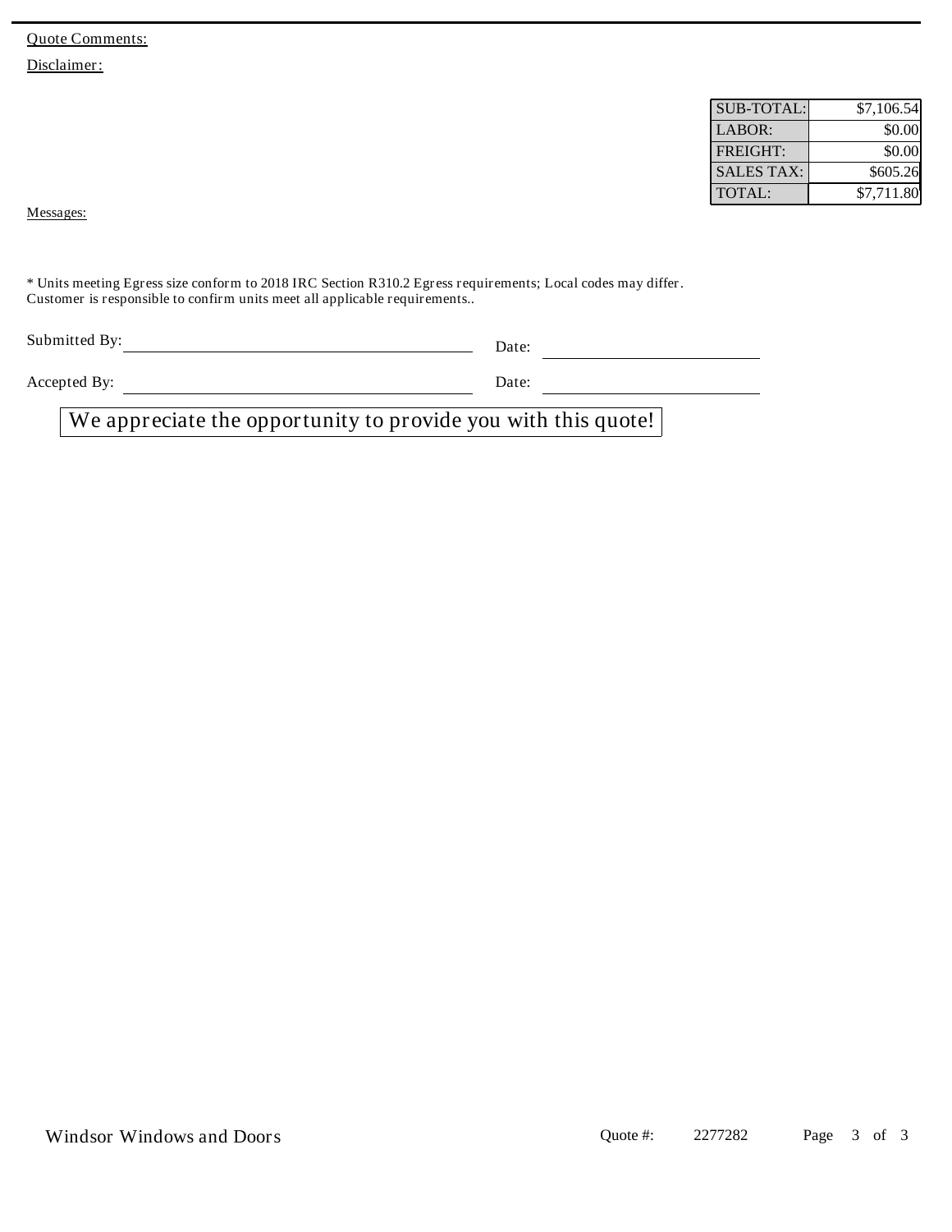Quote Comments:

Disclaimer:

| | |
|---|---|
| SUB-TOTAL: | $7,106.54 |
| LABOR: | $0.00 |
| FREIGHT: | $0.00 |
| SALES TAX: | $605.26 |
| TOTAL: | $7,711.80 |

Messages:

* Units meeting Egress size conform to 2018 IRC Section R310.2 Egress requirements; Local codes may differ.
Customer is responsible to confirm units meet all applicable requirements..

Submitted By: ______________________ Date: ______________

Accepted By: ______________________ Date: ______________

We appreciate the opportunity to provide you with this quote!